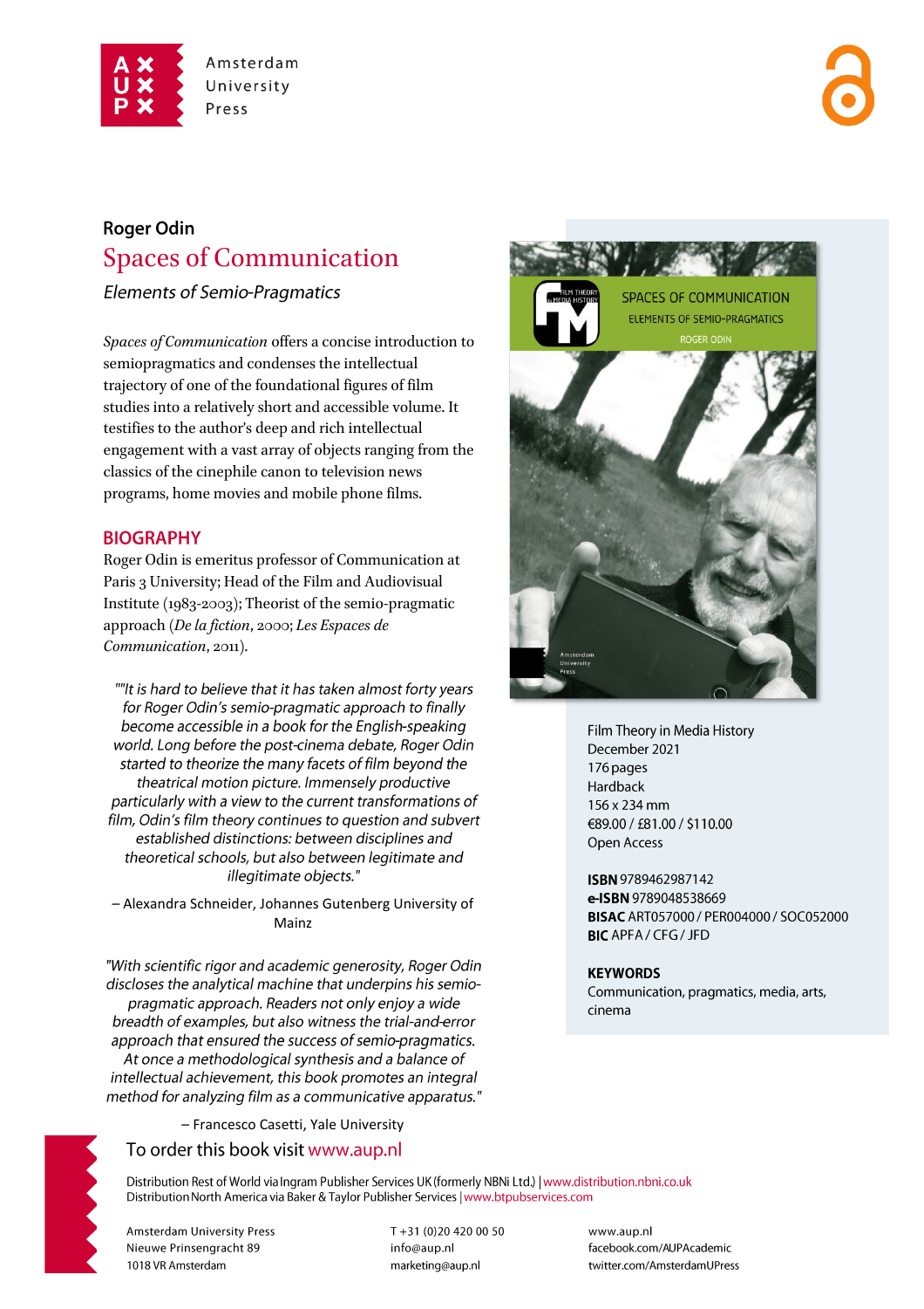Amsterdam University Press

Roger Odin

# Spaces of Communication

*Elements of Semio-Pragmatics*

*Spaces of Communication* offers a concise introduction to semiopragmatics and condenses the intellectual trajectory of one of the foundational figures of film studies into a relatively short and accessible volume. It testifies to the author's deep and rich intellectual engagement with a vast array of objects ranging from the classics of the cinephile canon to television news programs, home movies and mobile phone films.

## BIOGRAPHY

Roger Odin is emeritus professor of Communication at Paris 3 University; Head of the Film and Audiovisual Institute (1983-2003); Theorist of the semio-pragmatic approach (*De la fiction*, 2000; *Les Espaces de Communication*, 2011).

*""It is hard to believe that it has taken almost forty years for Roger Odin's semio-pragmatic approach to finally become accessible in a book for the English-speaking world. Long before the post-cinema debate, Roger Odin started to theorize the many facets of film beyond the theatrical motion picture. Immensely productive particularly with a view to the current transformations of film, Odin's film theory continues to question and subvert established distinctions: between disciplines and theoretical schools, but also between legitimate and illegitimate objects."*

– Alexandra Schneider, Johannes Gutenberg University of Mainz

*"With scientific rigor and academic generosity, Roger Odin discloses the analytical machine that underpins his semio-pragmatic approach. Readers not only enjoy a wide breadth of examples, but also witness the trial-and-error approach that ensured the success of semio-pragmatics. At once a methodological synthesis and a balance of intellectual achievement, this book promotes an integral method for analyzing film as a communicative apparatus."*

– Francesco Casetti, Yale University

Film Theory in Media History
December 2021
176 pages
Hardback
156 x 234 mm
€89.00 / £81.00 / $110.00
Open Access

**ISBN** 9789462987142
**e-ISBN** 9789048538669
**BISAC** ART057000 / PER004000 / SOC052000
**BIC** APFA / CFG / JFD

**KEYWORDS**
Communication, pragmatics, media, arts, cinema

To order this book visit www.aup.nl

Distribution Rest of World via Ingram Publisher Services UK (formerly NBNi Ltd.) | www.distribution.nbni.co.uk
Distribution North America via Baker & Taylor Publisher Services | www.btpubservices.com

Amsterdam University Press
Nieuwe Prinsengracht 89
1018 VR Amsterdam

T +31 (0)20 420 00 50
info@aup.nl
marketing@aup.nl

www.aup.nl
facebook.com/AUPAcademic
twitter.com/AmsterdamUPress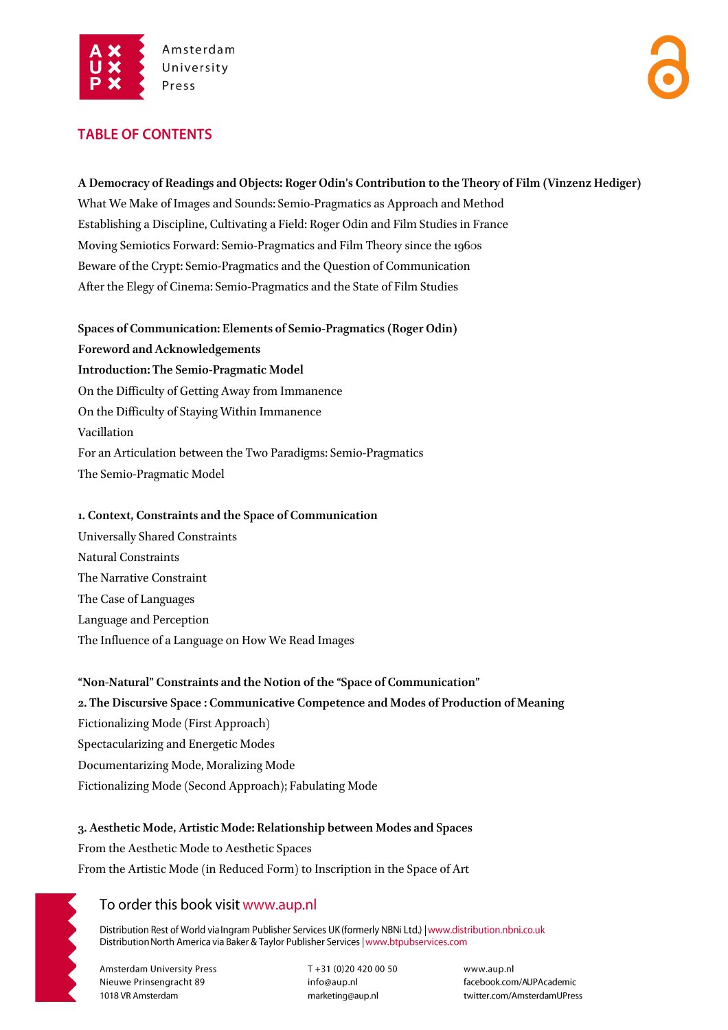## TABLE OF CONTENTS

**A Democracy of Readings and Objects: Roger Odin's Contribution to the Theory of Film (Vinzenz Hediger)**

What We Make of Images and Sounds: Semio-Pragmatics as Approach and Method

Establishing a Discipline, Cultivating a Field: Roger Odin and Film Studies in France

Moving Semiotics Forward: Semio-Pragmatics and Film Theory since the 1960s

Beware of the Crypt: Semio-Pragmatics and the Question of Communication

After the Elegy of Cinema: Semio-Pragmatics and the State of Film Studies

**Spaces of Communication: Elements of Semio-Pragmatics (Roger Odin)**

**Foreword and Acknowledgements**

**Introduction: The Semio-Pragmatic Model**

On the Difficulty of Getting Away from Immanence

On the Difficulty of Staying Within Immanence

Vacillation

For an Articulation between the Two Paradigms: Semio-Pragmatics

The Semio-Pragmatic Model

**1. Context, Constraints and the Space of Communication**

Universally Shared Constraints

Natural Constraints

The Narrative Constraint

The Case of Languages

Language and Perception

The Influence of a Language on How We Read Images

**"Non-Natural" Constraints and the Notion of the "Space of Communication"**

**2. The Discursive Space : Communicative Competence and Modes of Production of Meaning**

Fictionalizing Mode (First Approach)

Spectacularizing and Energetic Modes

Documentarizing Mode, Moralizing Mode

Fictionalizing Mode (Second Approach); Fabulating Mode

**3. Aesthetic Mode, Artistic Mode: Relationship between Modes and Spaces**

From the Aesthetic Mode to Aesthetic Spaces

From the Artistic Mode (in Reduced Form) to Inscription in the Space of Art

To order this book visit www.aup.nl

Distribution Rest of World via Ingram Publisher Services UK (formerly NBNi Ltd.) | www.distribution.nbni.co.uk
Distribution North America via Baker & Taylor Publisher Services | www.btpubservices.com

Amsterdam University Press
Nieuwe Prinsengracht 89
1018 VR Amsterdam

T +31 (0)20 420 00 50
info@aup.nl
marketing@aup.nl

www.aup.nl
facebook.com/AUPAcademic
twitter.com/AmsterdamUPress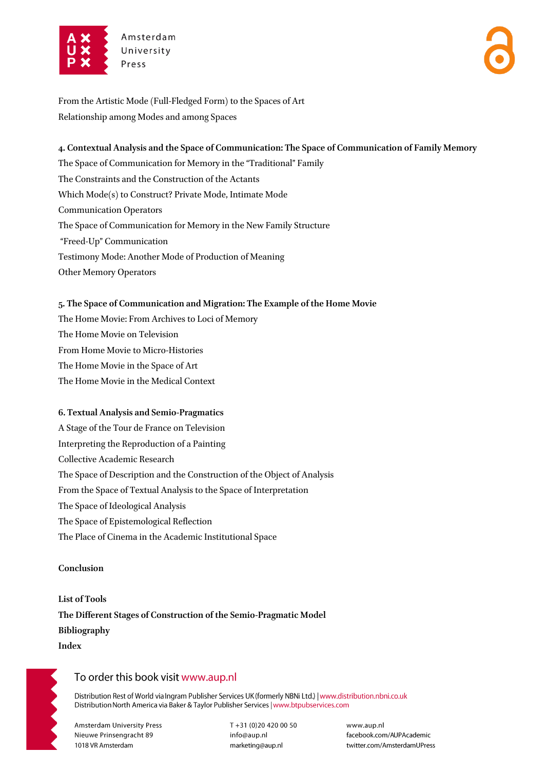From the Artistic Mode (Full-Fledged Form) to the Spaces of Art

Relationship among Modes and among Spaces

**4. Contextual Analysis and the Space of Communication: The Space of Communication of Family Memory**

The Space of Communication for Memory in the "Traditional" Family

The Constraints and the Construction of the Actants

Which Mode(s) to Construct? Private Mode, Intimate Mode

Communication Operators

The Space of Communication for Memory in the New Family Structure

"Freed-Up" Communication

Testimony Mode: Another Mode of Production of Meaning

Other Memory Operators

**5. The Space of Communication and Migration: The Example of the Home Movie**

The Home Movie: From Archives to Loci of Memory

The Home Movie on Television

From Home Movie to Micro-Histories

The Home Movie in the Space of Art

The Home Movie in the Medical Context

**6. Textual Analysis and Semio-Pragmatics**

A Stage of the Tour de France on Television

Interpreting the Reproduction of a Painting

Collective Academic Research

The Space of Description and the Construction of the Object of Analysis

From the Space of Textual Analysis to the Space of Interpretation

The Space of Ideological Analysis

The Space of Epistemological Reflection

The Place of Cinema in the Academic Institutional Space

**Conclusion**

**List of Tools**

**The Different Stages of Construction of the Semio-Pragmatic Model**

**Bibliography**

**Index**

To order this book visit www.aup.nl

Distribution Rest of World via Ingram Publisher Services UK (formerly NBNi Ltd.) | www.distribution.nbni.co.uk
Distribution North America via Baker & Taylor Publisher Services | www.btpubservices.com

Amsterdam University Press
Nieuwe Prinsengracht 89
1018 VR Amsterdam

T +31 (0)20 420 00 50
info@aup.nl
marketing@aup.nl

www.aup.nl
facebook.com/AUPAcademic
twitter.com/AmsterdamUPress